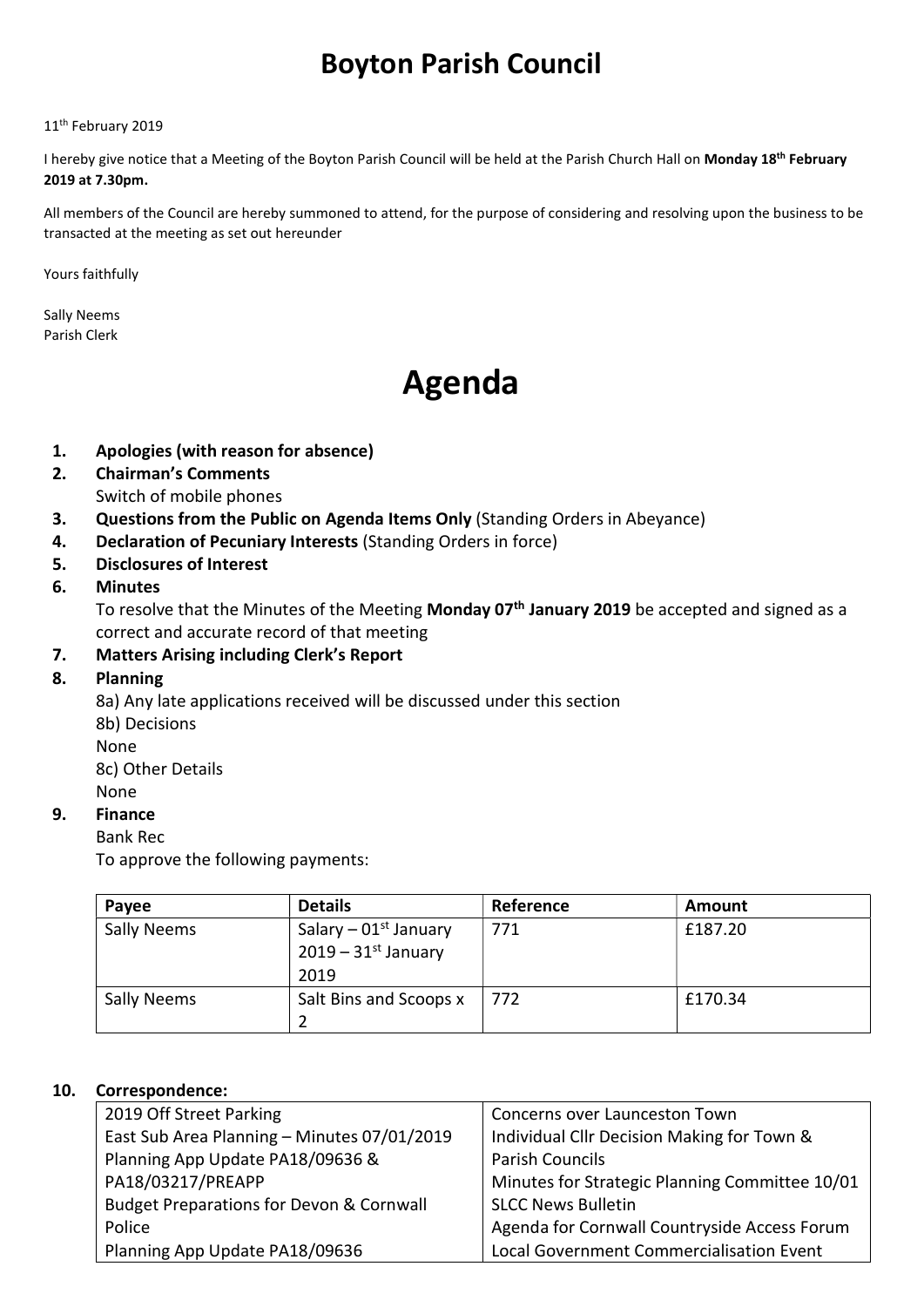# Boyton Parish Council

11th February 2019

I hereby give notice that a Meeting of the Boyton Parish Council will be held at the Parish Church Hall on **Monday 18th February 2019 at 7.30pm.**

All members of the Council are hereby summoned to attend, for the purpose of considering and resolving upon the business to be transacted at the meeting as set out hereunder

Yours faithfully

Sally Neems
Parish Clerk

# Agenda

1. **Apologies (with reason for absence)**
2. **Chairman's Comments**
   Switch of mobile phones
3. **Questions from the Public on Agenda Items Only** (Standing Orders in Abeyance)
4. **Declaration of Pecuniary Interests** (Standing Orders in force)
5. **Disclosures of Interest**
6. **Minutes**
   To resolve that the Minutes of the Meeting **Monday 07th January 2019** be accepted and signed as a correct and accurate record of that meeting
7. **Matters Arising including Clerk's Report**
8. **Planning**
   8a) Any late applications received will be discussed under this section
   8b) Decisions
   None
   8c) Other Details
   None
9. **Finance**
   Bank Rec
   To approve the following payments:

| Payee | Details | Reference | Amount |
|---|---|---|---|
| Sally Neems | Salary – 01st January 2019 – 31st January 2019 | 771 | £187.20 |
| Sally Neems | Salt Bins and Scoops x 2 | 772 | £170.34 |

10. **Correspondence:**

| | |
|---|---|
| 2019 Off Street Parking | Concerns over Launceston Town |
| East Sub Area Planning – Minutes 07/01/2019 | Individual Cllr Decision Making for Town & Parish Councils |
| Planning App Update PA18/09636 & PA18/03217/PREAPP | Minutes for Strategic Planning Committee 10/01 |
| Budget Preparations for Devon & Cornwall Police | SLCC News Bulletin |
| | Agenda for Cornwall Countryside Access Forum |
| Planning App Update PA18/09636 | Local Government Commercialisation Event |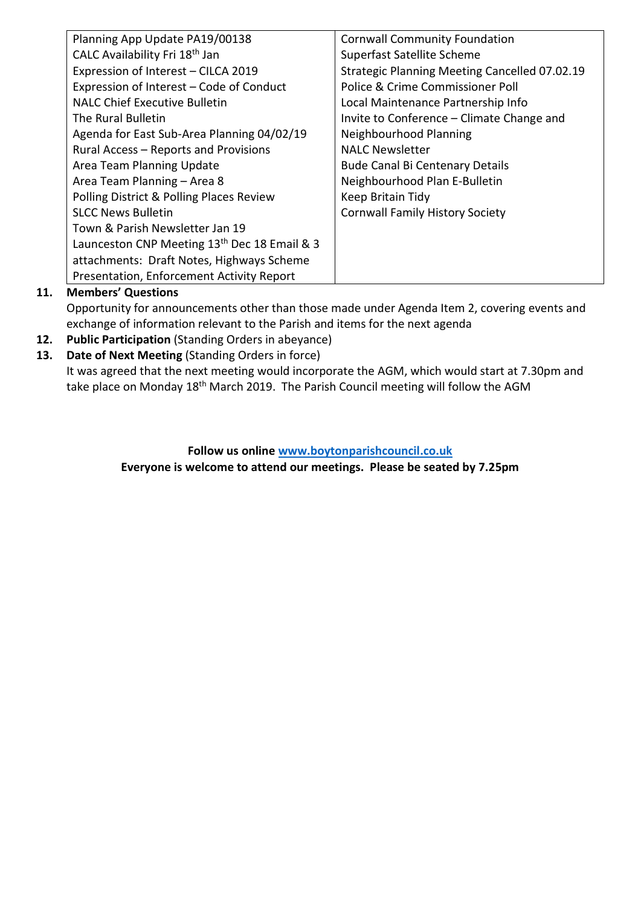| | |
|---|---|
| Planning App Update PA19/00138 | Cornwall Community Foundation |
| CALC Availability Fri 18th Jan | Superfast Satellite Scheme |
| Expression of Interest – CILCA 2019 | Strategic Planning Meeting Cancelled 07.02.19 |
| Expression of Interest – Code of Conduct | Police & Crime Commissioner Poll |
| NALC Chief Executive Bulletin | Local Maintenance Partnership Info |
| The Rural Bulletin | Invite to Conference – Climate Change and Neighbourhood Planning |
| Agenda for East Sub-Area Planning 04/02/19 | NALC Newsletter |
| Rural Access – Reports and Provisions | Bude Canal Bi Centenary Details |
| Area Team Planning Update | Neighbourhood Plan E-Bulletin |
| Area Team Planning – Area 8 | Keep Britain Tidy |
| Polling District & Polling Places Review | Cornwall Family History Society |
| SLCC News Bulletin | |
| Town & Parish Newsletter Jan 19 | |
| Launceston CNP Meeting 13th Dec 18 Email & 3 attachments: Draft Notes, Highways Scheme Presentation, Enforcement Activity Report | |

**11. Members' Questions**
Opportunity for announcements other than those made under Agenda Item 2, covering events and exchange of information relevant to the Parish and items for the next agenda

**12. Public Participation** (Standing Orders in abeyance)

**13. Date of Next Meeting** (Standing Orders in force)
It was agreed that the next meeting would incorporate the AGM, which would start at 7.30pm and take place on Monday 18th March 2019. The Parish Council meeting will follow the AGM

**Follow us online [www.boytonparishcouncil.co.uk](www.boytonparishcouncil.co.uk)**

**Everyone is welcome to attend our meetings. Please be seated by 7.25pm**